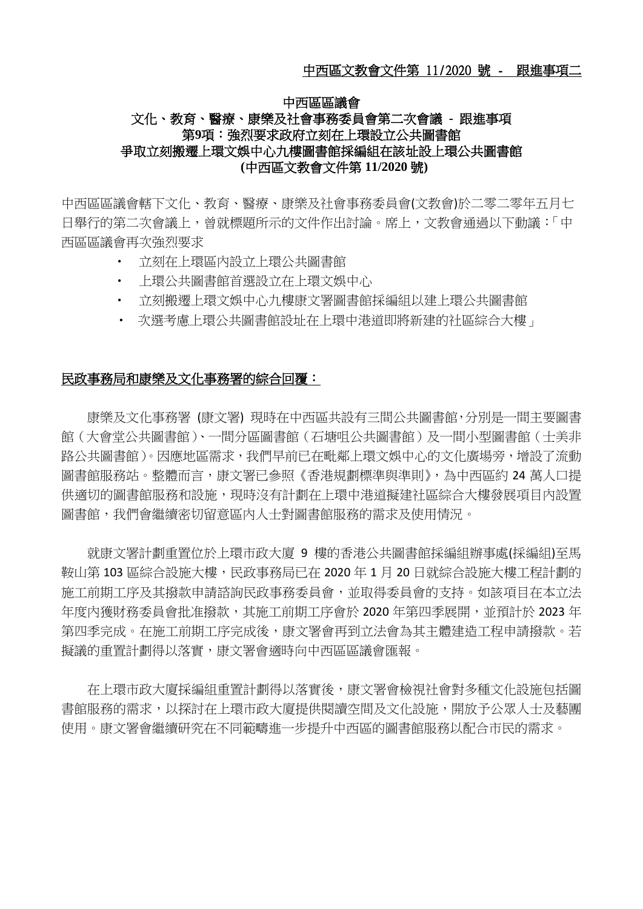<u>中西區文教會文件第 11/2020 號 - 跟進事項二</u>

# 中西區區議會
## 文化、教育、醫療、康樂及社會事務委員會第二次會議 - 跟進事項
## 第9項：強烈要求政府立刻在上環設立公共圖書館
## 爭取立刻搬遷上環文娛中心九樓圖書館採編組在該址設上環公共圖書館
## (中西區文教會文件第 11/2020 號)

中西區區議會轄下文化、教育、醫療、康樂及社會事務委員會(文教會)於二零二零年五月七日舉行的第二次會議上，曾就標題所示的文件作出討論。席上，文教會通過以下動議：「中西區區議會再次強烈要求

- 立刻在上環區內設立上環公共圖書館
- 上環公共圖書館首選設立在上環文娛中心
- 立刻搬遷上環文娛中心九樓康文署圖書館採編組以建上環公共圖書館
- 次選考慮上環公共圖書館設址在上環中港道即將新建的社區綜合大樓」

**<u>民政事務局和康樂及文化事務署的綜合回覆：</u>**

康樂及文化事務署 (康文署) 現時在中西區共設有三間公共圖書館，分別是一間主要圖書館（大會堂公共圖書館）、一間分區圖書館（石塘咀公共圖書館）及一間小型圖書館（士美非路公共圖書館）。因應地區需求，我們早前已在毗鄰上環文娛中心的文化廣場旁，增設了流動圖書館服務站。整體而言，康文署已參照《香港規劃標準與準則》，為中西區約 24 萬人口提供適切的圖書館服務和設施，現時沒有計劃在上環中港道擬建社區綜合大樓發展項目內設置圖書館，我們會繼續密切留意區內人士對圖書館服務的需求及使用情況。

就康文署計劃重置位於上環市政大廈 9 樓的香港公共圖書館採編組辦事處(採編組)至馬鞍山第 103 區綜合設施大樓，民政事務局已在 2020 年 1 月 20 日就綜合設施大樓工程計劃的施工前期工序及其撥款申請諮詢民政事務委員會，並取得委員會的支持。如該項目在本立法年度內獲財務委員會批准撥款，其施工前期工序會於 2020 年第四季展開，並預計於 2023 年第四季完成。在施工前期工序完成後，康文署會再到立法會為其主體建造工程申請撥款。若擬議的重置計劃得以落實，康文署會適時向中西區區議會匯報。

在上環市政大廈採編組重置計劃得以落實後，康文署會檢視社會對多種文化設施包括圖書館服務的需求，以探討在上環市政大廈提供閱讀空間及文化設施，開放予公眾人士及藝團使用。康文署會繼續研究在不同範疇進一步提升中西區的圖書館服務以配合市民的需求。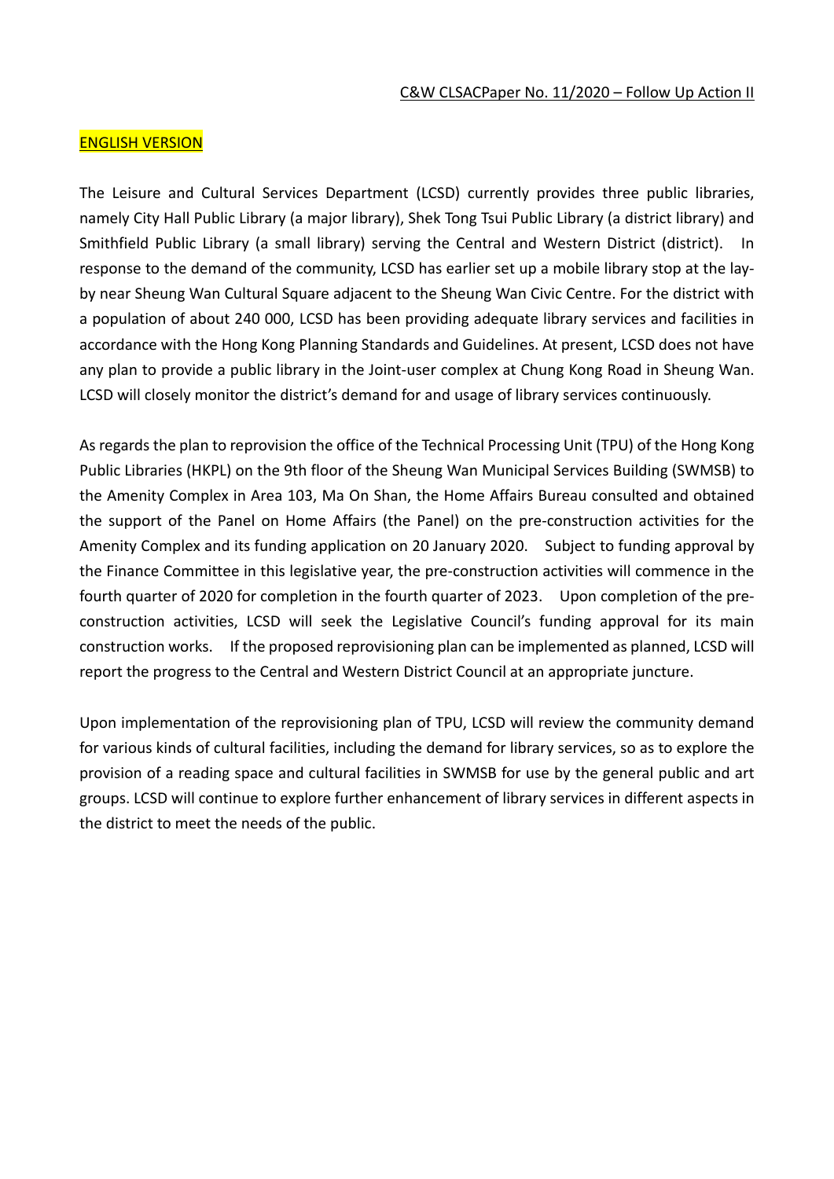C&W CLSACPaper No. 11/2020 – Follow Up Action II

ENGLISH VERSION

The Leisure and Cultural Services Department (LCSD) currently provides three public libraries, namely City Hall Public Library (a major library), Shek Tong Tsui Public Library (a district library) and Smithfield Public Library (a small library) serving the Central and Western District (district). In response to the demand of the community, LCSD has earlier set up a mobile library stop at the lay-by near Sheung Wan Cultural Square adjacent to the Sheung Wan Civic Centre. For the district with a population of about 240 000, LCSD has been providing adequate library services and facilities in accordance with the Hong Kong Planning Standards and Guidelines. At present, LCSD does not have any plan to provide a public library in the Joint-user complex at Chung Kong Road in Sheung Wan. LCSD will closely monitor the district's demand for and usage of library services continuously.

As regards the plan to reprovision the office of the Technical Processing Unit (TPU) of the Hong Kong Public Libraries (HKPL) on the 9th floor of the Sheung Wan Municipal Services Building (SWMSB) to the Amenity Complex in Area 103, Ma On Shan, the Home Affairs Bureau consulted and obtained the support of the Panel on Home Affairs (the Panel) on the pre-construction activities for the Amenity Complex and its funding application on 20 January 2020. Subject to funding approval by the Finance Committee in this legislative year, the pre-construction activities will commence in the fourth quarter of 2020 for completion in the fourth quarter of 2023. Upon completion of the pre-construction activities, LCSD will seek the Legislative Council's funding approval for its main construction works. If the proposed reprovisioning plan can be implemented as planned, LCSD will report the progress to the Central and Western District Council at an appropriate juncture.

Upon implementation of the reprovisioning plan of TPU, LCSD will review the community demand for various kinds of cultural facilities, including the demand for library services, so as to explore the provision of a reading space and cultural facilities in SWMSB for use by the general public and art groups. LCSD will continue to explore further enhancement of library services in different aspects in the district to meet the needs of the public.